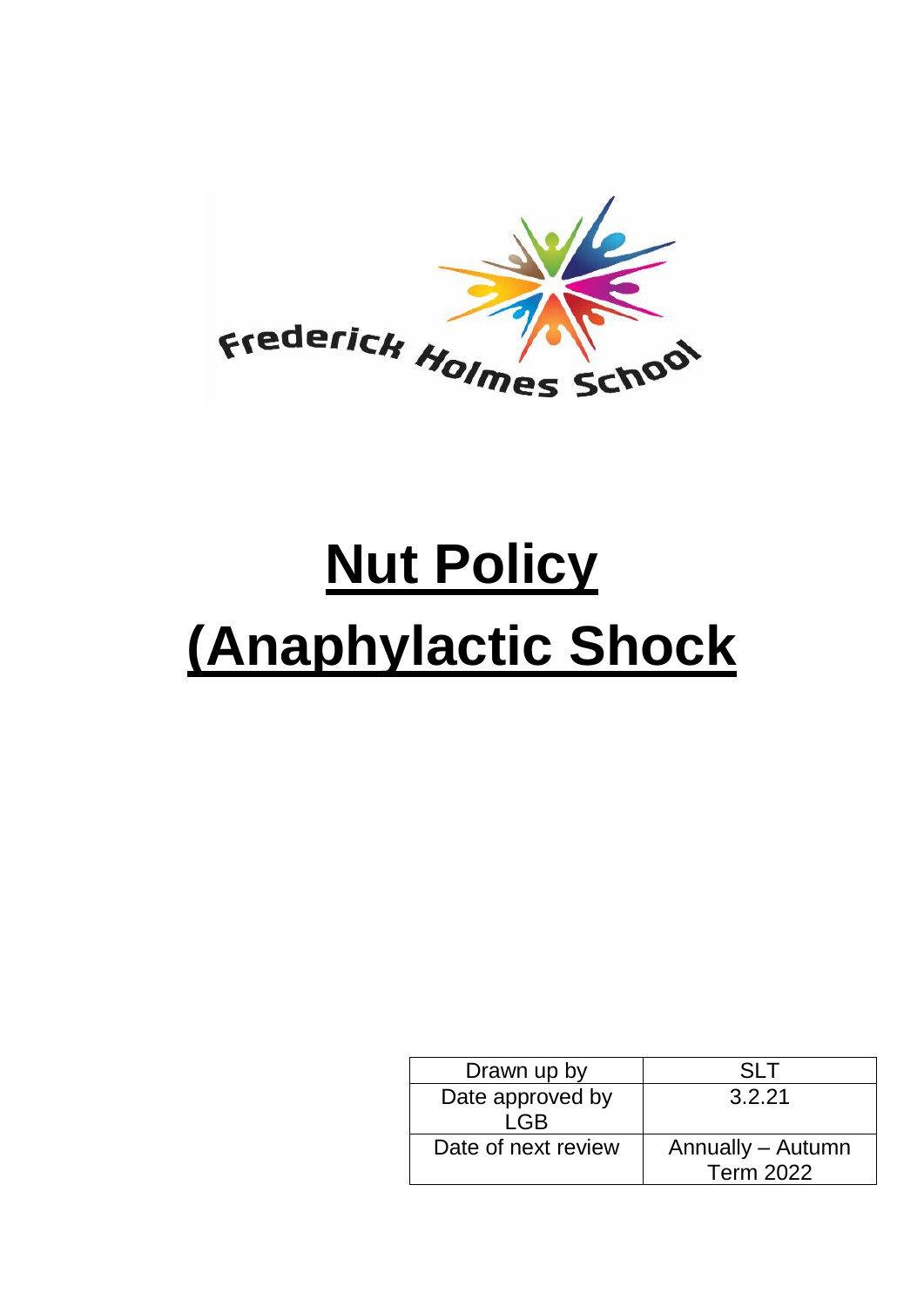Frederick Holmes School

# **Nut Policy (Anaphylactic Shock**

| Drawn up by | SLT |
| --- | --- |
| Date approved by LGB | 3.2.21 |
| Date of next review | Annually – Autumn Term 2022 |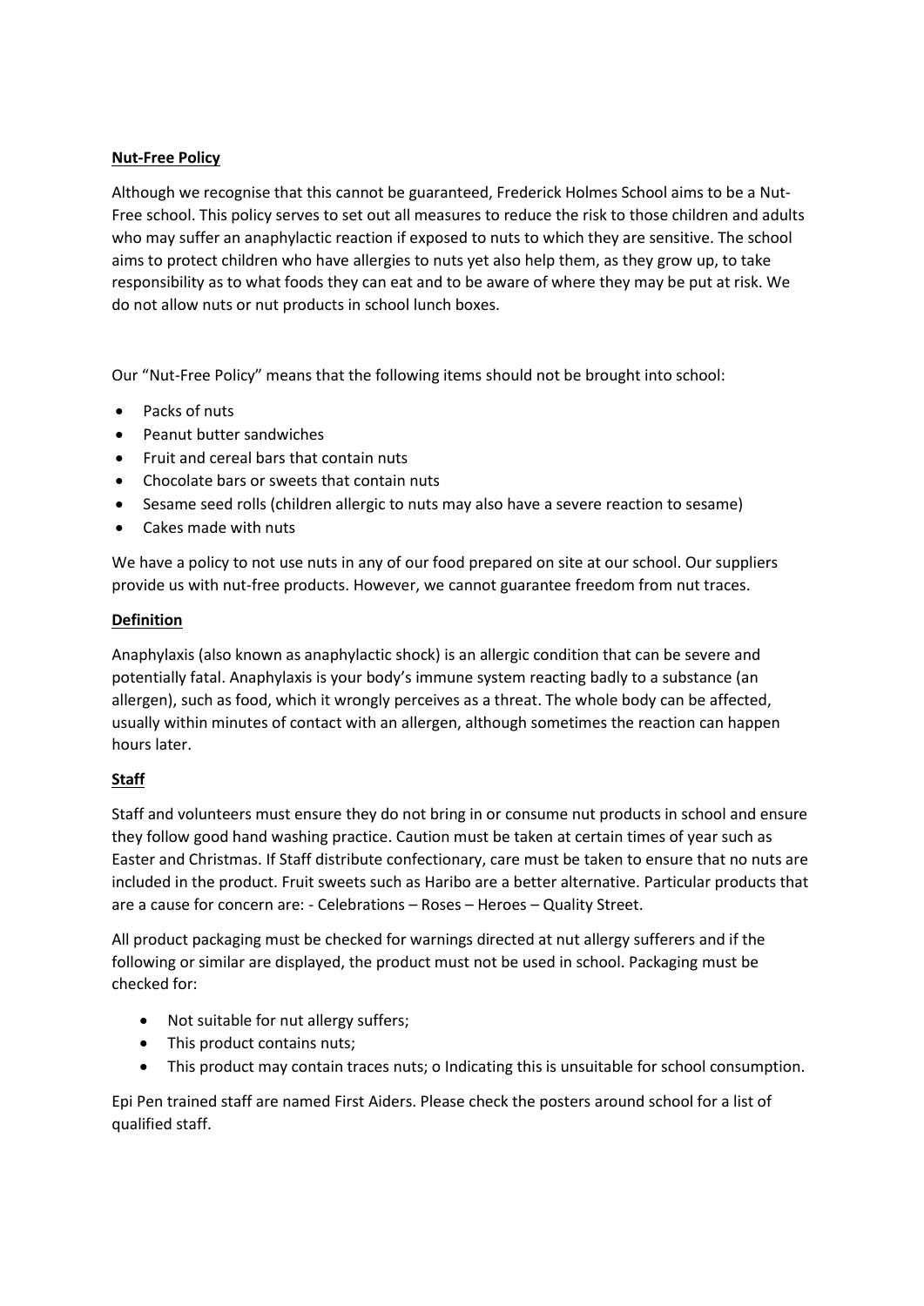**Nut-Free Policy**

Although we recognise that this cannot be guaranteed, Frederick Holmes School aims to be a Nut-Free school. This policy serves to set out all measures to reduce the risk to those children and adults who may suffer an anaphylactic reaction if exposed to nuts to which they are sensitive. The school aims to protect children who have allergies to nuts yet also help them, as they grow up, to take responsibility as to what foods they can eat and to be aware of where they may be put at risk. We do not allow nuts or nut products in school lunch boxes.

Our "Nut-Free Policy" means that the following items should not be brought into school:

- Packs of nuts
- Peanut butter sandwiches
- Fruit and cereal bars that contain nuts
- Chocolate bars or sweets that contain nuts
- Sesame seed rolls (children allergic to nuts may also have a severe reaction to sesame)
- Cakes made with nuts

We have a policy to not use nuts in any of our food prepared on site at our school. Our suppliers provide us with nut-free products. However, we cannot guarantee freedom from nut traces.

**Definition**

Anaphylaxis (also known as anaphylactic shock) is an allergic condition that can be severe and potentially fatal. Anaphylaxis is your body's immune system reacting badly to a substance (an allergen), such as food, which it wrongly perceives as a threat. The whole body can be affected, usually within minutes of contact with an allergen, although sometimes the reaction can happen hours later.

**Staff**

Staff and volunteers must ensure they do not bring in or consume nut products in school and ensure they follow good hand washing practice. Caution must be taken at certain times of year such as Easter and Christmas. If Staff distribute confectionary, care must be taken to ensure that no nuts are included in the product. Fruit sweets such as Haribo are a better alternative. Particular products that are a cause for concern are: - Celebrations – Roses – Heroes – Quality Street.

All product packaging must be checked for warnings directed at nut allergy sufferers and if the following or similar are displayed, the product must not be used in school. Packaging must be checked for:

- Not suitable for nut allergy suffers;
- This product contains nuts;
- This product may contain traces nuts; o Indicating this is unsuitable for school consumption.

Epi Pen trained staff are named First Aiders. Please check the posters around school for a list of qualified staff.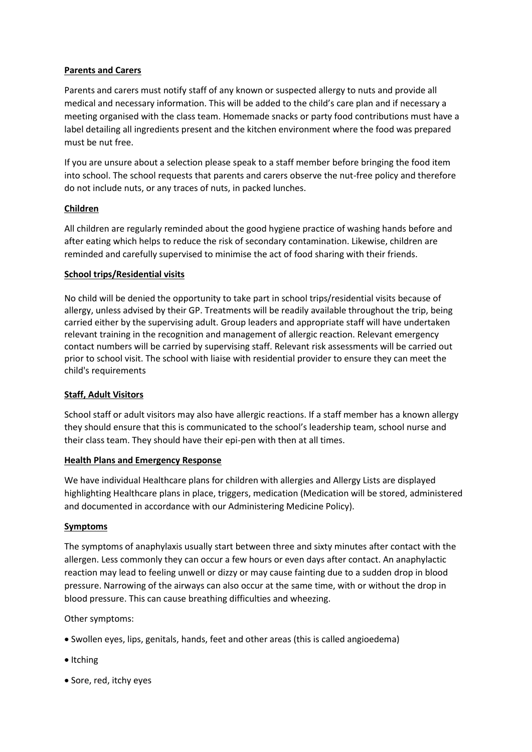**Parents and Carers**

Parents and carers must notify staff of any known or suspected allergy to nuts and provide all medical and necessary information. This will be added to the child's care plan and if necessary a meeting organised with the class team. Homemade snacks or party food contributions must have a label detailing all ingredients present and the kitchen environment where the food was prepared must be nut free.

If you are unsure about a selection please speak to a staff member before bringing the food item into school. The school requests that parents and carers observe the nut-free policy and therefore do not include nuts, or any traces of nuts, in packed lunches.

**Children**

All children are regularly reminded about the good hygiene practice of washing hands before and after eating which helps to reduce the risk of secondary contamination. Likewise, children are reminded and carefully supervised to minimise the act of food sharing with their friends.

**School trips/Residential visits**

No child will be denied the opportunity to take part in school trips/residential visits because of allergy, unless advised by their GP. Treatments will be readily available throughout the trip, being carried either by the supervising adult. Group leaders and appropriate staff will have undertaken relevant training in the recognition and management of allergic reaction. Relevant emergency contact numbers will be carried by supervising staff. Relevant risk assessments will be carried out prior to school visit. The school with liaise with residential provider to ensure they can meet the child's requirements

**Staff, Adult Visitors**

School staff or adult visitors may also have allergic reactions. If a staff member has a known allergy they should ensure that this is communicated to the school's leadership team, school nurse and their class team. They should have their epi-pen with then at all times.

**Health Plans and Emergency Response**

We have individual Healthcare plans for children with allergies and Allergy Lists are displayed highlighting Healthcare plans in place, triggers, medication (Medication will be stored, administered and documented in accordance with our Administering Medicine Policy).

**Symptoms**

The symptoms of anaphylaxis usually start between three and sixty minutes after contact with the allergen. Less commonly they can occur a few hours or even days after contact. An anaphylactic reaction may lead to feeling unwell or dizzy or may cause fainting due to a sudden drop in blood pressure. Narrowing of the airways can also occur at the same time, with or without the drop in blood pressure. This can cause breathing difficulties and wheezing.

Other symptoms:

- Swollen eyes, lips, genitals, hands, feet and other areas (this is called angioedema)
- Itching
- Sore, red, itchy eyes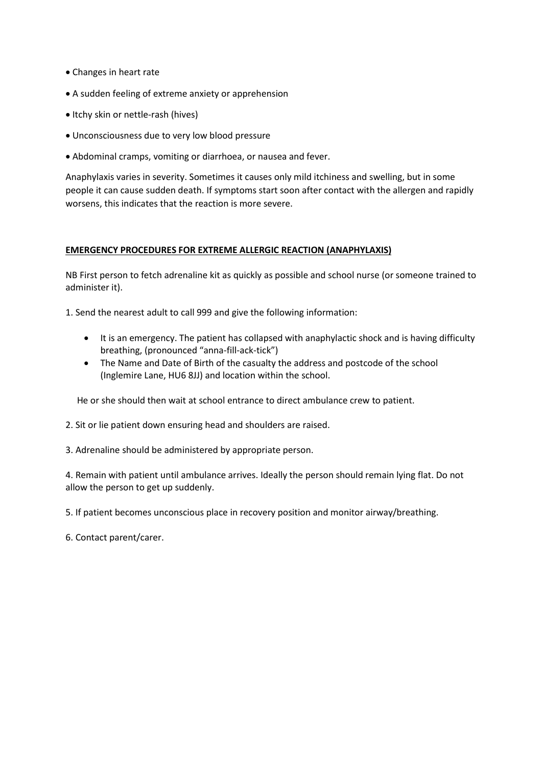- Changes in heart rate
- A sudden feeling of extreme anxiety or apprehension
- Itchy skin or nettle-rash (hives)
- Unconsciousness due to very low blood pressure
- Abdominal cramps, vomiting or diarrhoea, or nausea and fever.

Anaphylaxis varies in severity. Sometimes it causes only mild itchiness and swelling, but in some people it can cause sudden death. If symptoms start soon after contact with the allergen and rapidly worsens, this indicates that the reaction is more severe.

## EMERGENCY PROCEDURES FOR EXTREME ALLERGIC REACTION (ANAPHYLAXIS)

NB First person to fetch adrenaline kit as quickly as possible and school nurse (or someone trained to administer it).

1. Send the nearest adult to call 999 and give the following information:

   - It is an emergency. The patient has collapsed with anaphylactic shock and is having difficulty breathing, (pronounced "anna-fill-ack-tick")
   - The Name and Date of Birth of the casualty the address and postcode of the school (Inglemire Lane, HU6 8JJ) and location within the school.

   He or she should then wait at school entrance to direct ambulance crew to patient.

2. Sit or lie patient down ensuring head and shoulders are raised.

3. Adrenaline should be administered by appropriate person.

4. Remain with patient until ambulance arrives. Ideally the person should remain lying flat. Do not allow the person to get up suddenly.

5. If patient becomes unconscious place in recovery position and monitor airway/breathing.

6. Contact parent/carer.